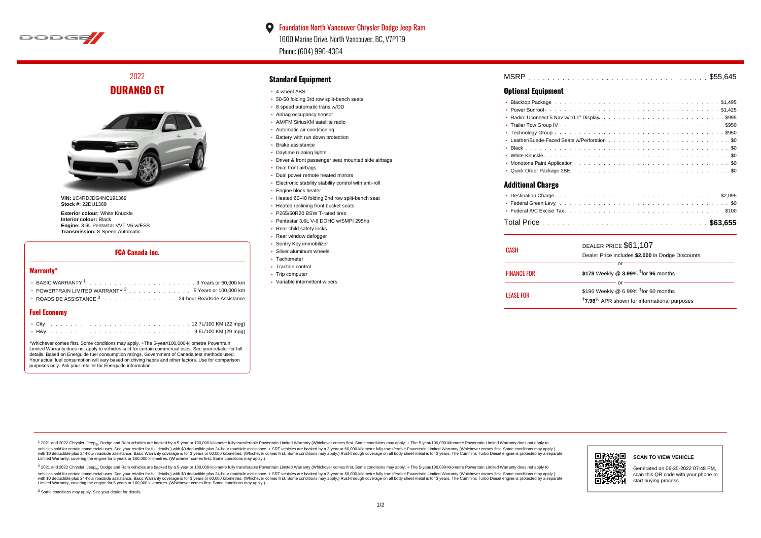Foundation North Vancouver Chrysler Dodge Jeep Ram
1600 Marine Drive, North Vancouver, BC, V7P1T9
Phone: (604) 990-4364

## 2022
# DURANGO GT

**VIN:** 1C4RDJDG4NC191369
**Stock #:** 22DU1369

**Exterior colour:** White Knuckle
**Interior colour:** Black
**Engine:** 3.6L Pentastar VVT V6 w/ESS
**Transmission:** 8-Speed Automatic

### FCA Canada Inc.

### Warranty*

- BASIC WARRANTY [1] . . . . . 3 Years or 60,000 km
- POWERTRAIN LIMITED WARRANTY [2] . . . . . 5 Years or 100,000 km
- ROADSIDE ASSISTANCE [3] . . . . . 24-hour Roadside Assistance

### Fuel Economy

- City . . . . . 12.7L/100 KM (22 mpg)
- Hwy . . . . . 9.6L/100 KM (29 mpg)

*Whichever comes first. Some conditions may apply. +The 5-year/100,000-kilometre Powertrain Limited Warranty does not apply to vehicles sold for certain commercial uses. See your retailer for full details. Based on Energuide fuel consumption ratings. Government of Canada test methods used. Your actual fuel consumption will vary based on driving habits and other factors. Use for comparison purposes only. Ask your retailer for Energuide information.

## Standard Equipment

- 4-wheel ABS
- 50-50 folding 3rd row split-bench seats
- 8 speed automatic trans w/OD
- Airbag occupancy sensor
- AM/FM SiriusXM satellite radio
- Automatic air conditioning
- Battery with run down protection
- Brake assistance
- Daytime running lights
- Driver & front passenger seat mounted side airbags
- Dual front airbags
- Dual power remote heated mirrors
- Electronic stability stability control with anti-roll
- Engine block heater
- Heated 60-40 folding 2nd row split-bench seat
- Heated reclining front bucket seats
- P265/50R20 BSW T-rated tires
- Pentastar 3.6L V-6 DOHC w/SMPI 295hp
- Rear child safety locks
- Rear window defogger
- Sentry Key immobilizer
- Silver aluminum wheels
- Tachometer
- Traction control
- Trip computer
- Variable intermittent wipers

MSRP . . . . . $55,645

## Optional Equipment

- Blacktop Package . . . . . $1,495
- Power Sunroof . . . . . $1,425
- Radio: Uconnect 5 Nav w/10.1" Display . . . . . $995
- Trailer Tow Group IV . . . . . $950
- Technology Group . . . . . $950
- Leather/Suede-Faced Seats w/Perforation . . . . . $0
- Black . . . . . $0
- White Knuckle . . . . . $0
- Monotone Paint Application . . . . . $0
- Quick Order Package 2BE . . . . . $0

## Additional Charge

- Destination Charge . . . . . $2,095
- Federal Green Levy . . . . . $0
- Federal A/C Excise Tax . . . . . $100

Total Price . . . . . **$63,655**

| | |
|---|---|
| CASH | DEALER PRICE $61,107<br>Dealer Price includes **$2,000** in Dodge Discounts. |
| | or |
| FINANCE FOR | **$178** Weekly @ **3.99**% †for **96** months |
| | or |
| LEASE FOR | $196 Weekly @ 6.99% †for 60 months<br>†**7.98**% APR shown for informational purposes |

[1] 2021 and 2022 Chrysler, Jeep®, Dodge and Ram vehicles are backed by a 5-year or 100,000-kilometre fully transferable Powertrain Limited Warranty (Whichever comes first. Some conditions may apply. + The 5-year/100,000-kilometre Powertrain Limited Warranty does not apply to vehicles sold for certain commercial uses. See your retailer for full details.) with $0 deductible plus 24-hour roadside assistance. + SRT vehicles are backed by a 3-year or 60,000-kilometre fully transferable Powertrain Limited Warranty (Whichever comes first. Some conditions may apply.) with $0 deductible plus 24-hour roadside assistance. Basic Warranty coverage is for 3 years or 60,000 kilometres. (Whichever comes first. Some conditions may apply.) Rust-through coverage on all body sheet metal is for 3 years. The Cummins Turbo Diesel engine is protected by a separate Limited Warranty, covering the engine for 5 years or 160,000 kilometres. (Whichever comes first. Some conditions may apply.)

[2] 2021 and 2022 Chrysler, Jeep®, Dodge and Ram vehicles are backed by a 5-year or 100,000-kilometre fully transferable Powertrain Limited Warranty (Whichever comes first. Some conditions may apply. + The 5-year/100,000-kilometre Powertrain Limited Warranty does not apply to vehicles sold for certain commercial uses. See your retailer for full details.) with $0 deductible plus 24-hour roadside assistance. + SRT vehicles are backed by a 3-year or 60,000-kilometre fully transferable Powertrain Limited Warranty (Whichever comes first. Some conditions may apply.) with $0 deductible plus 24-hour roadside assistance. Basic Warranty coverage is for 3 years or 60,000 kilometres. (Whichever comes first. Some conditions may apply.) Rust-through coverage on all body sheet metal is for 3 years. The Cummins Turbo Diesel engine is protected by a separate Limited Warranty, covering the engine for 5 years or 160,000 kilometres. (Whichever comes first. Some conditions may apply.)

[3] Some conditions may apply. See your dealer for details.

**SCAN TO VIEW VEHICLE**

Generated on 06-30-2022 07:48 PM, scan this QR code with your phone to start buying process.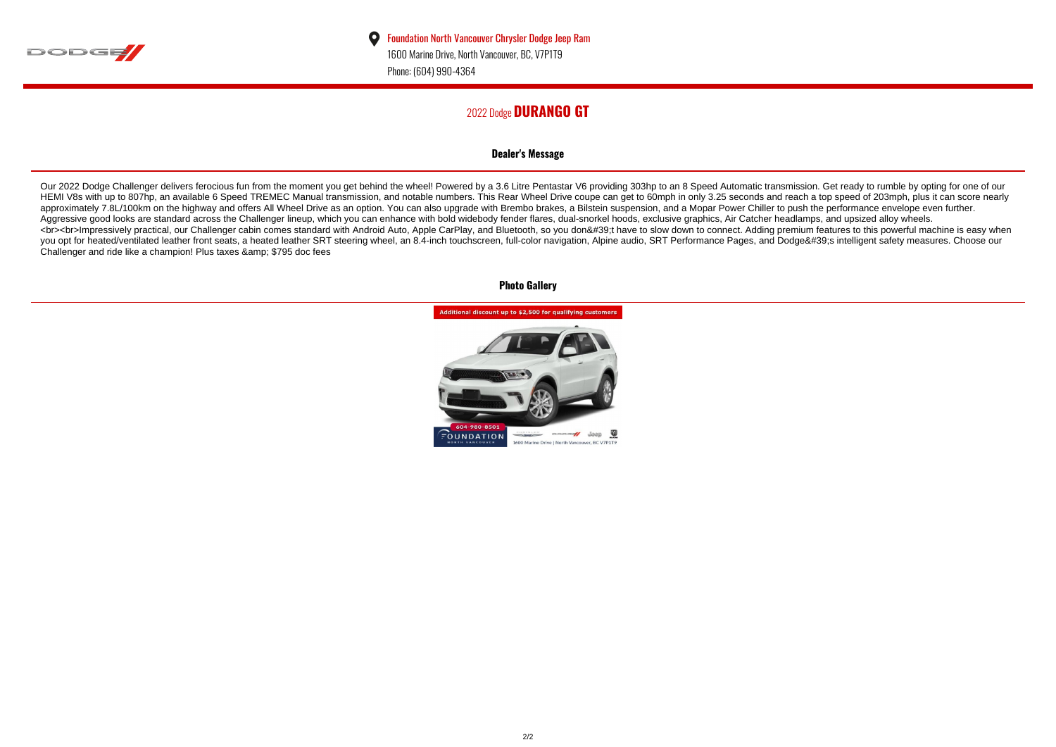Foundation North Vancouver Chrysler Dodge Jeep Ram
1600 Marine Drive, North Vancouver, BC, V7P1T9
Phone: (604) 990-4364

# 2022 Dodge **DURANGO GT**

## Dealer's Message

Our 2022 Dodge Challenger delivers ferocious fun from the moment you get behind the wheel! Powered by a 3.6 Litre Pentastar V6 providing 303hp to an 8 Speed Automatic transmission. Get ready to rumble by opting for one of our HEMI V8s with up to 807hp, an available 6 Speed TREMEC Manual transmission, and notable numbers. This Rear Wheel Drive coupe can get to 60mph in only 3.25 seconds and reach a top speed of 203mph, plus it can score nearly approximately 7.8L/100km on the highway and offers All Wheel Drive as an option. You can also upgrade with Brembo brakes, a Bilstein suspension, and a Mopar Power Chiller to push the performance envelope even further. Aggressive good looks are standard across the Challenger lineup, which you can enhance with bold widebody fender flares, dual-snorkel hoods, exclusive graphics, Air Catcher headlamps, and upsized alloy wheels. <br><br>Impressively practical, our Challenger cabin comes standard with Android Auto, Apple CarPlay, and Bluetooth, so you don&#39;t have to slow down to connect. Adding premium features to this powerful machine is easy when you opt for heated/ventilated leather front seats, a heated leather SRT steering wheel, an 8.4-inch touchscreen, full-color navigation, Alpine audio, SRT Performance Pages, and Dodge&#39;s intelligent safety measures. Choose our Challenger and ride like a champion! Plus taxes &amp; $795 doc fees

## Photo Gallery